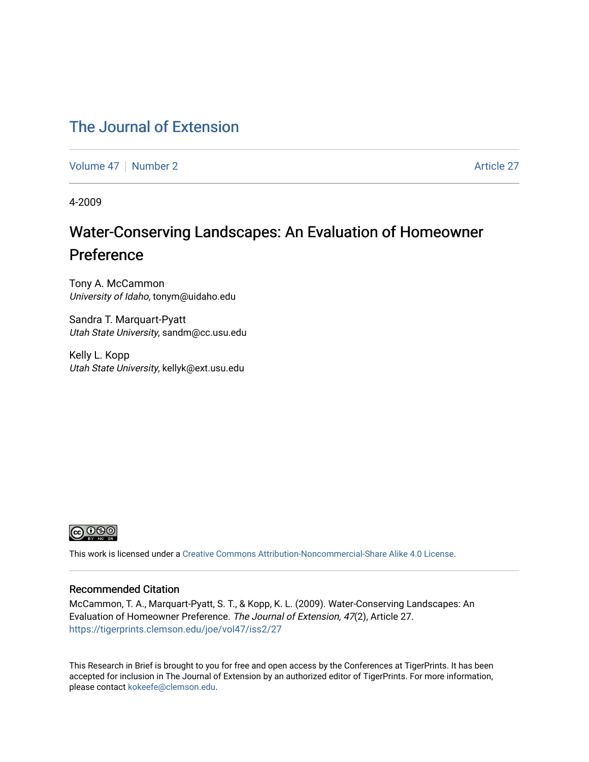# The Journal of Extension

Volume 47 | Number 2 Article 27

4-2009

## Water-Conserving Landscapes: An Evaluation of Homeowner Preference

Tony A. McCammon
*University of Idaho*, tonym@uidaho.edu

Sandra T. Marquart-Pyatt
*Utah State University*, sandm@cc.usu.edu

Kelly L. Kopp
*Utah State University*, kellyk@ext.usu.edu

This work is licensed under a Creative Commons Attribution-Noncommercial-Share Alike 4.0 License.

### Recommended Citation

McCammon, T. A., Marquart-Pyatt, S. T., & Kopp, K. L. (2009). Water-Conserving Landscapes: An Evaluation of Homeowner Preference. *The Journal of Extension, 47*(2), Article 27. https://tigerprints.clemson.edu/joe/vol47/iss2/27

This Research in Brief is brought to you for free and open access by the Conferences at TigerPrints. It has been accepted for inclusion in The Journal of Extension by an authorized editor of TigerPrints. For more information, please contact kokeefe@clemson.edu.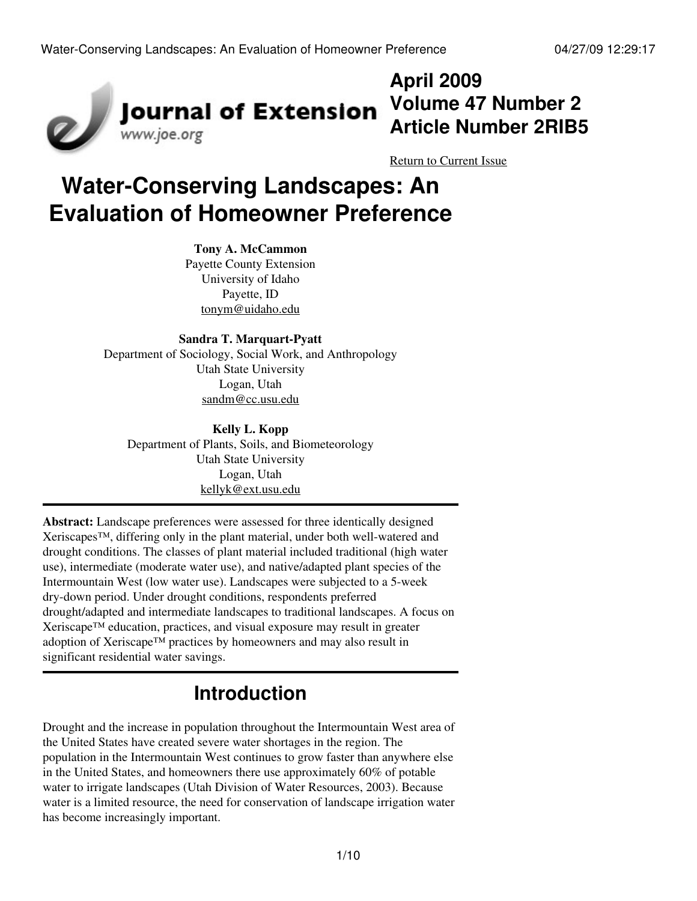# Water-Conserving Landscapes: An Evaluation of Homeowner Preference

**Tony A. McCammon**
Payette County Extension
University of Idaho
Payette, ID
tonym@uidaho.edu

**Sandra T. Marquart-Pyatt**
Department of Sociology, Social Work, and Anthropology
Utah State University
Logan, Utah
sandm@cc.usu.edu

**Kelly L. Kopp**
Department of Plants, Soils, and Biometeorology
Utah State University
Logan, Utah
kellyk@ext.usu.edu

**Abstract:** Landscape preferences were assessed for three identically designed Xeriscapes™, differing only in the plant material, under both well-watered and drought conditions. The classes of plant material included traditional (high water use), intermediate (moderate water use), and native/adapted plant species of the Intermountain West (low water use). Landscapes were subjected to a 5-week dry-down period. Under drought conditions, respondents preferred drought/adapted and intermediate landscapes to traditional landscapes. A focus on Xeriscape™ education, practices, and visual exposure may result in greater adoption of Xeriscape™ practices by homeowners and may also result in significant residential water savings.

## Introduction

Drought and the increase in population throughout the Intermountain West area of the United States have created severe water shortages in the region. The population in the Intermountain West continues to grow faster than anywhere else in the United States, and homeowners there use approximately 60% of potable water to irrigate landscapes (Utah Division of Water Resources, 2003). Because water is a limited resource, the need for conservation of landscape irrigation water has become increasingly important.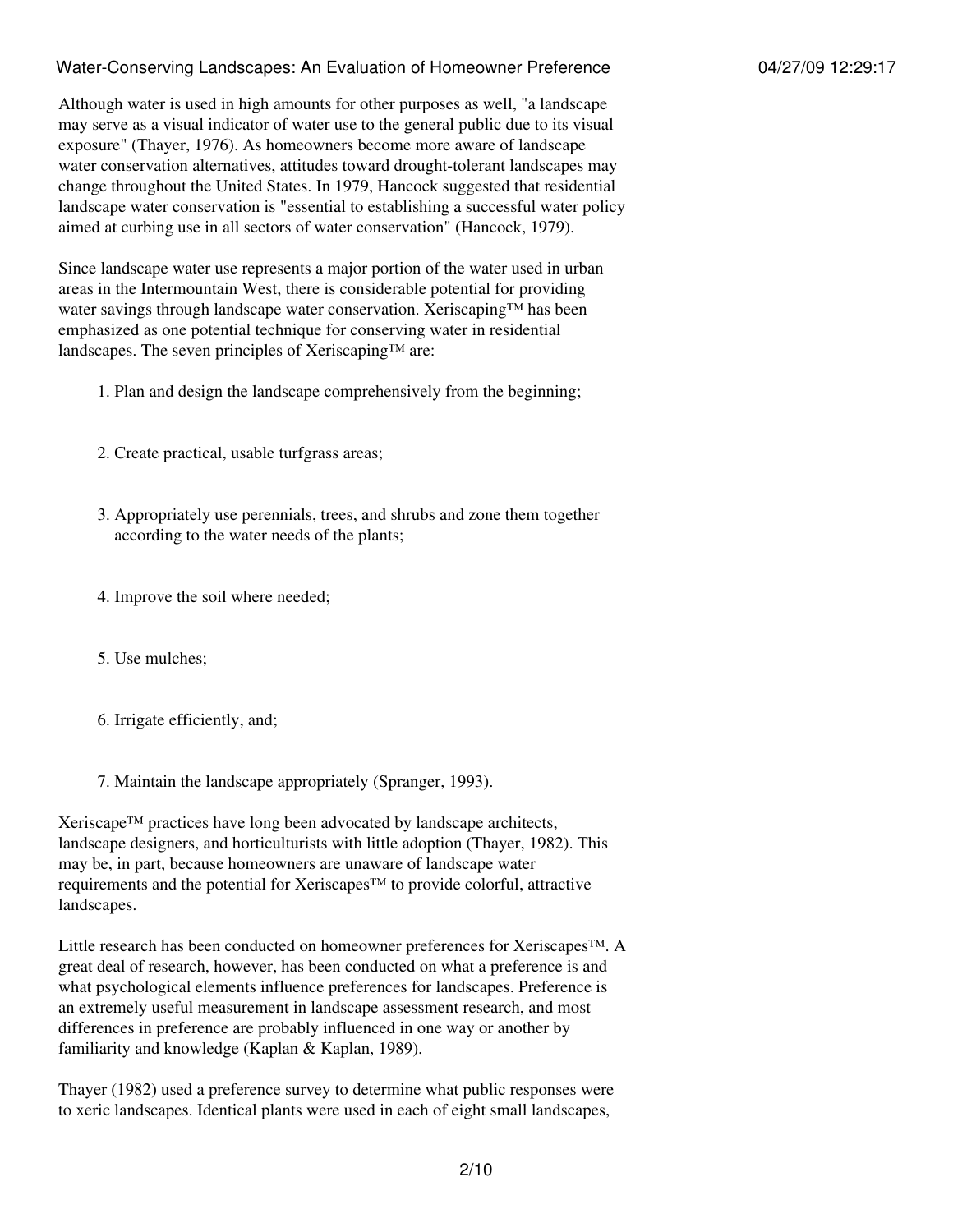Although water is used in high amounts for other purposes as well, "a landscape may serve as a visual indicator of water use to the general public due to its visual exposure" (Thayer, 1976). As homeowners become more aware of landscape water conservation alternatives, attitudes toward drought-tolerant landscapes may change throughout the United States. In 1979, Hancock suggested that residential landscape water conservation is "essential to establishing a successful water policy aimed at curbing use in all sectors of water conservation" (Hancock, 1979).

Since landscape water use represents a major portion of the water used in urban areas in the Intermountain West, there is considerable potential for providing water savings through landscape water conservation. Xeriscaping™ has been emphasized as one potential technique for conserving water in residential landscapes. The seven principles of Xeriscaping™ are:

1. Plan and design the landscape comprehensively from the beginning;
2. Create practical, usable turfgrass areas;
3. Appropriately use perennials, trees, and shrubs and zone them together according to the water needs of the plants;
4. Improve the soil where needed;
5. Use mulches;
6. Irrigate efficiently, and;
7. Maintain the landscape appropriately (Spranger, 1993).

Xeriscape™ practices have long been advocated by landscape architects, landscape designers, and horticulturists with little adoption (Thayer, 1982). This may be, in part, because homeowners are unaware of landscape water requirements and the potential for Xeriscapes™ to provide colorful, attractive landscapes.

Little research has been conducted on homeowner preferences for Xeriscapes™. A great deal of research, however, has been conducted on what a preference is and what psychological elements influence preferences for landscapes. Preference is an extremely useful measurement in landscape assessment research, and most differences in preference are probably influenced in one way or another by familiarity and knowledge (Kaplan & Kaplan, 1989).

Thayer (1982) used a preference survey to determine what public responses were to xeric landscapes. Identical plants were used in each of eight small landscapes,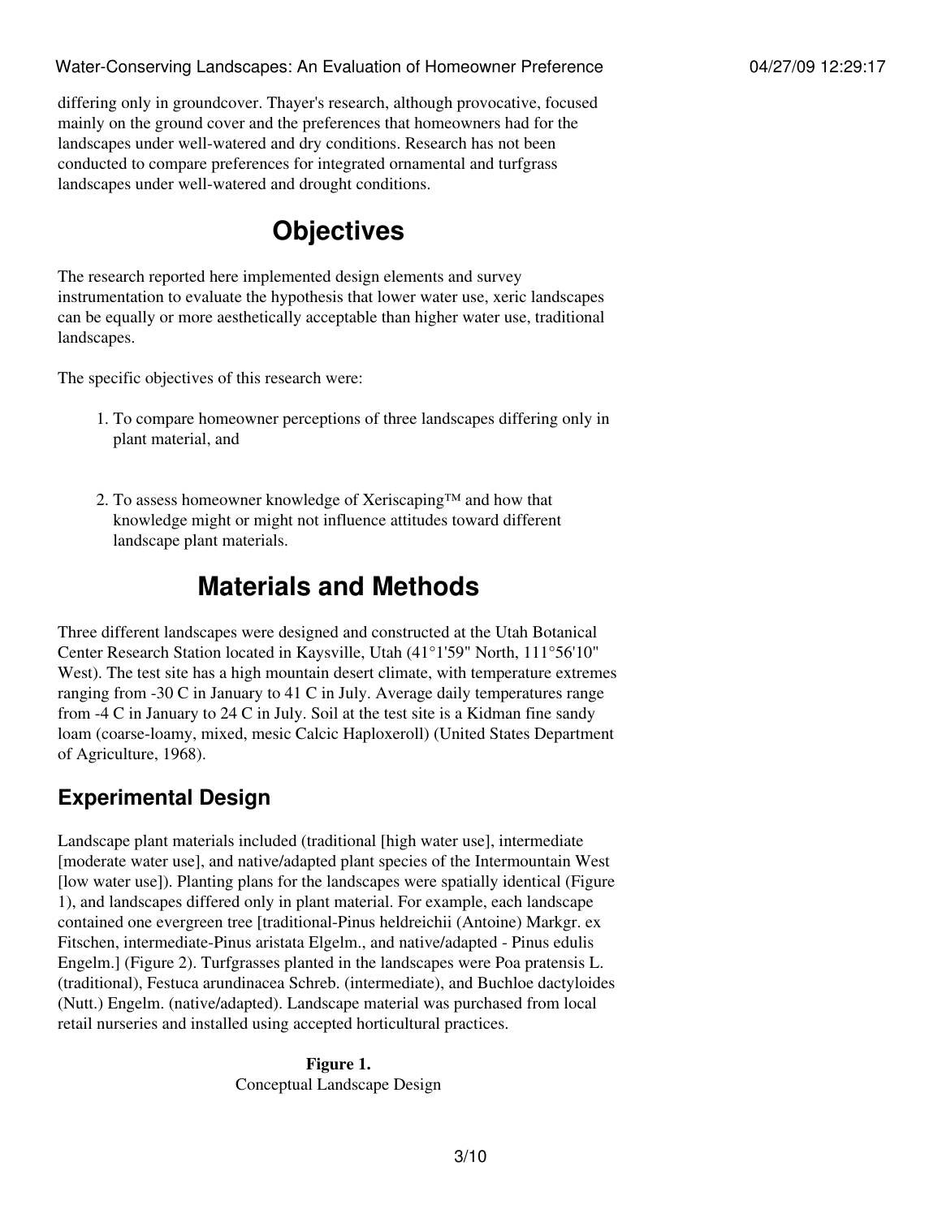differing only in groundcover. Thayer's research, although provocative, focused mainly on the ground cover and the preferences that homeowners had for the landscapes under well-watered and dry conditions. Research has not been conducted to compare preferences for integrated ornamental and turfgrass landscapes under well-watered and drought conditions.

# Objectives

The research reported here implemented design elements and survey instrumentation to evaluate the hypothesis that lower water use, xeric landscapes can be equally or more aesthetically acceptable than higher water use, traditional landscapes.

The specific objectives of this research were:

1. To compare homeowner perceptions of three landscapes differing only in plant material, and
2. To assess homeowner knowledge of Xeriscaping™ and how that knowledge might or might not influence attitudes toward different landscape plant materials.

# Materials and Methods

Three different landscapes were designed and constructed at the Utah Botanical Center Research Station located in Kaysville, Utah (41°1'59" North, 111°56'10" West). The test site has a high mountain desert climate, with temperature extremes ranging from -30 C in January to 41 C in July. Average daily temperatures range from -4 C in January to 24 C in July. Soil at the test site is a Kidman fine sandy loam (coarse-loamy, mixed, mesic Calcic Haploxeroll) (United States Department of Agriculture, 1968).

## Experimental Design

Landscape plant materials included (traditional [high water use], intermediate [moderate water use], and native/adapted plant species of the Intermountain West [low water use]). Planting plans for the landscapes were spatially identical (Figure 1), and landscapes differed only in plant material. For example, each landscape contained one evergreen tree [traditional-Pinus heldreichii (Antoine) Markgr. ex Fitschen, intermediate-Pinus aristata Elgelm., and native/adapted - Pinus edulis Engelm.] (Figure 2). Turfgrasses planted in the landscapes were Poa pratensis L. (traditional), Festuca arundinacea Schreb. (intermediate), and Buchloe dactyloides (Nutt.) Engelm. (native/adapted). Landscape material was purchased from local retail nurseries and installed using accepted horticultural practices.

**Figure 1.**
Conceptual Landscape Design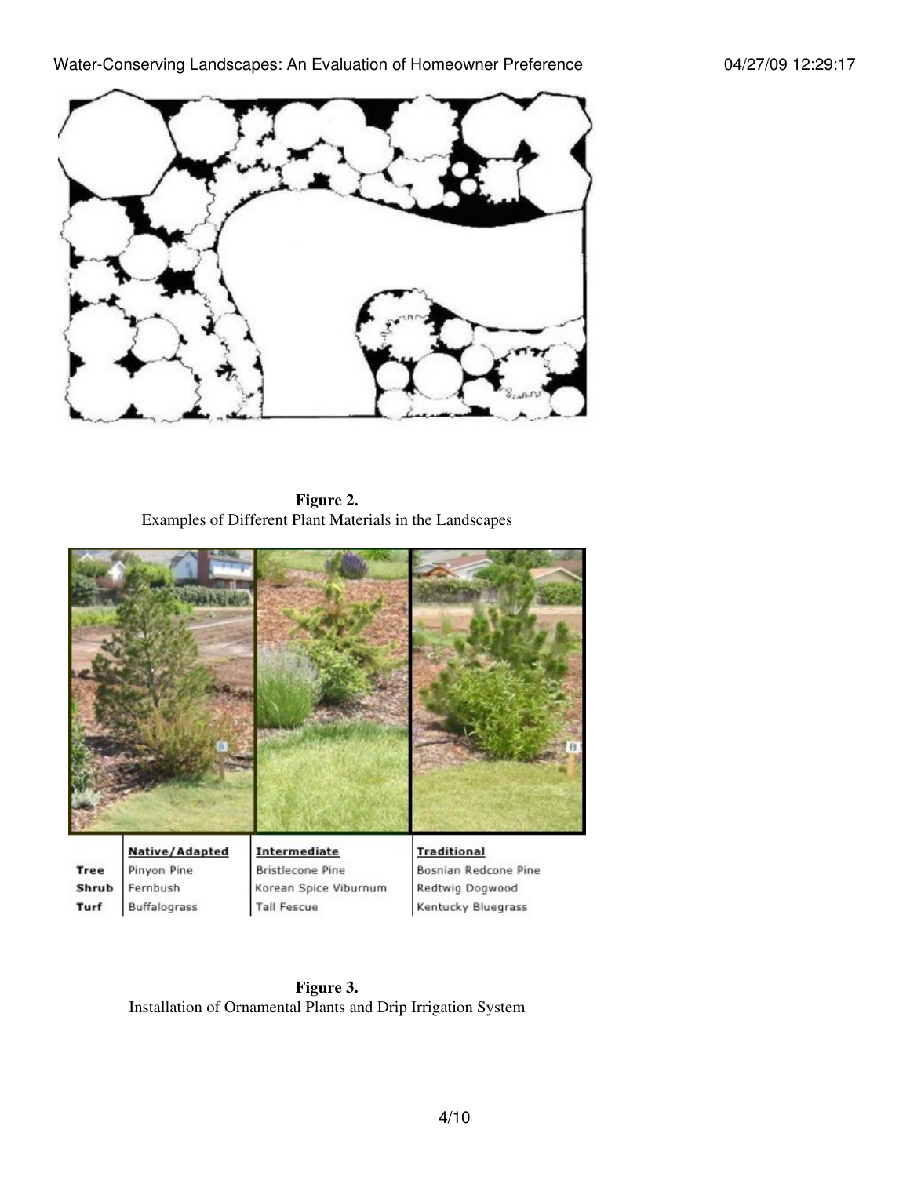**Figure 2.**
Examples of Different Plant Materials in the Landscapes

| | Native/Adapted | Intermediate | Traditional |
|---|---|---|---|
| Tree | Pinyon Pine | Bristlecone Pine | Bosnian Redcone Pine |
| Shrub | Fernbush | Korean Spice Viburnum | Redtwig Dogwood |
| Turf | Buffalograss | Tall Fescue | Kentucky Bluegrass |

**Figure 3.**
Installation of Ornamental Plants and Drip Irrigation System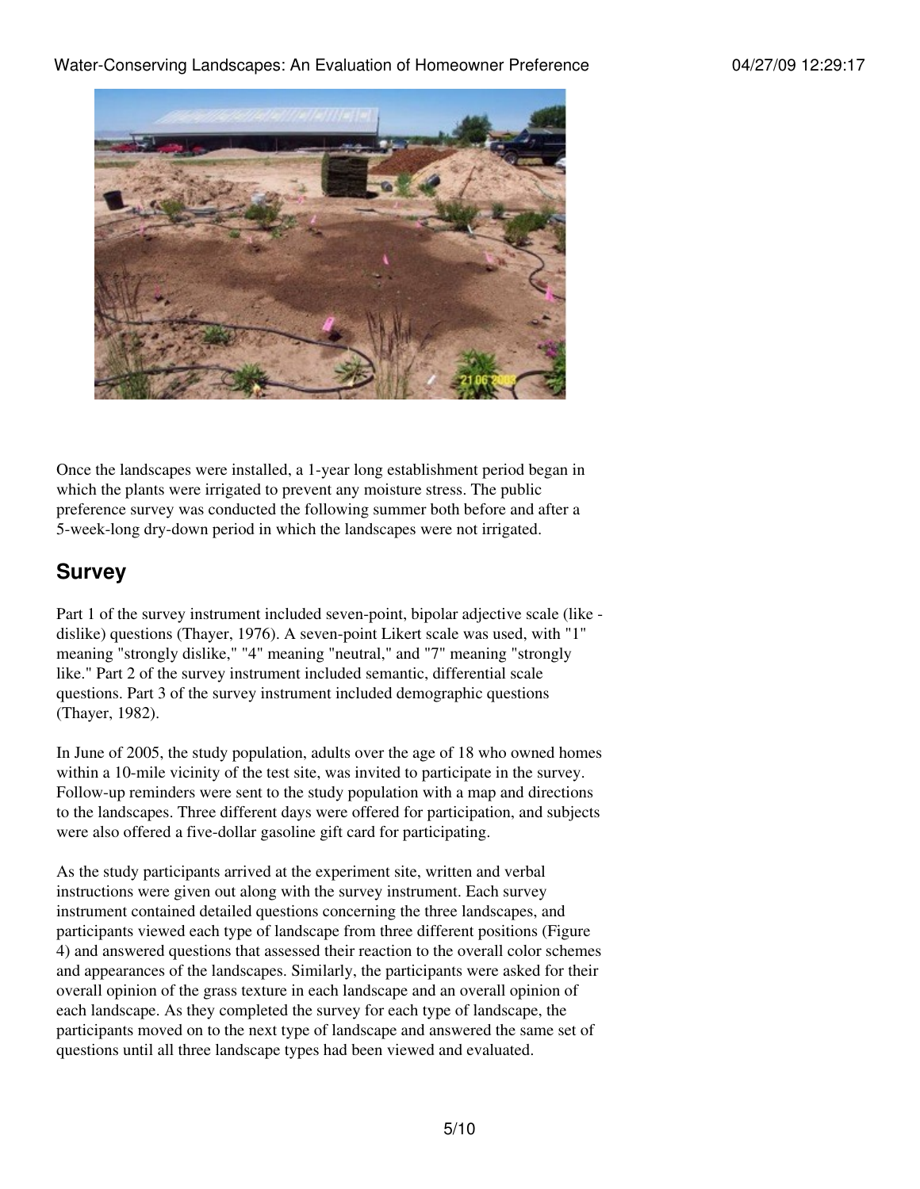Once the landscapes were installed, a 1-year long establishment period began in which the plants were irrigated to prevent any moisture stress. The public preference survey was conducted the following summer both before and after a 5-week-long dry-down period in which the landscapes were not irrigated.

## Survey

Part 1 of the survey instrument included seven-point, bipolar adjective scale (like - dislike) questions (Thayer, 1976). A seven-point Likert scale was used, with "1" meaning "strongly dislike," "4" meaning "neutral," and "7" meaning "strongly like." Part 2 of the survey instrument included semantic, differential scale questions. Part 3 of the survey instrument included demographic questions (Thayer, 1982).

In June of 2005, the study population, adults over the age of 18 who owned homes within a 10-mile vicinity of the test site, was invited to participate in the survey. Follow-up reminders were sent to the study population with a map and directions to the landscapes. Three different days were offered for participation, and subjects were also offered a five-dollar gasoline gift card for participating.

As the study participants arrived at the experiment site, written and verbal instructions were given out along with the survey instrument. Each survey instrument contained detailed questions concerning the three landscapes, and participants viewed each type of landscape from three different positions (Figure 4) and answered questions that assessed their reaction to the overall color schemes and appearances of the landscapes. Similarly, the participants were asked for their overall opinion of the grass texture in each landscape and an overall opinion of each landscape. As they completed the survey for each type of landscape, the participants moved on to the next type of landscape and answered the same set of questions until all three landscape types had been viewed and evaluated.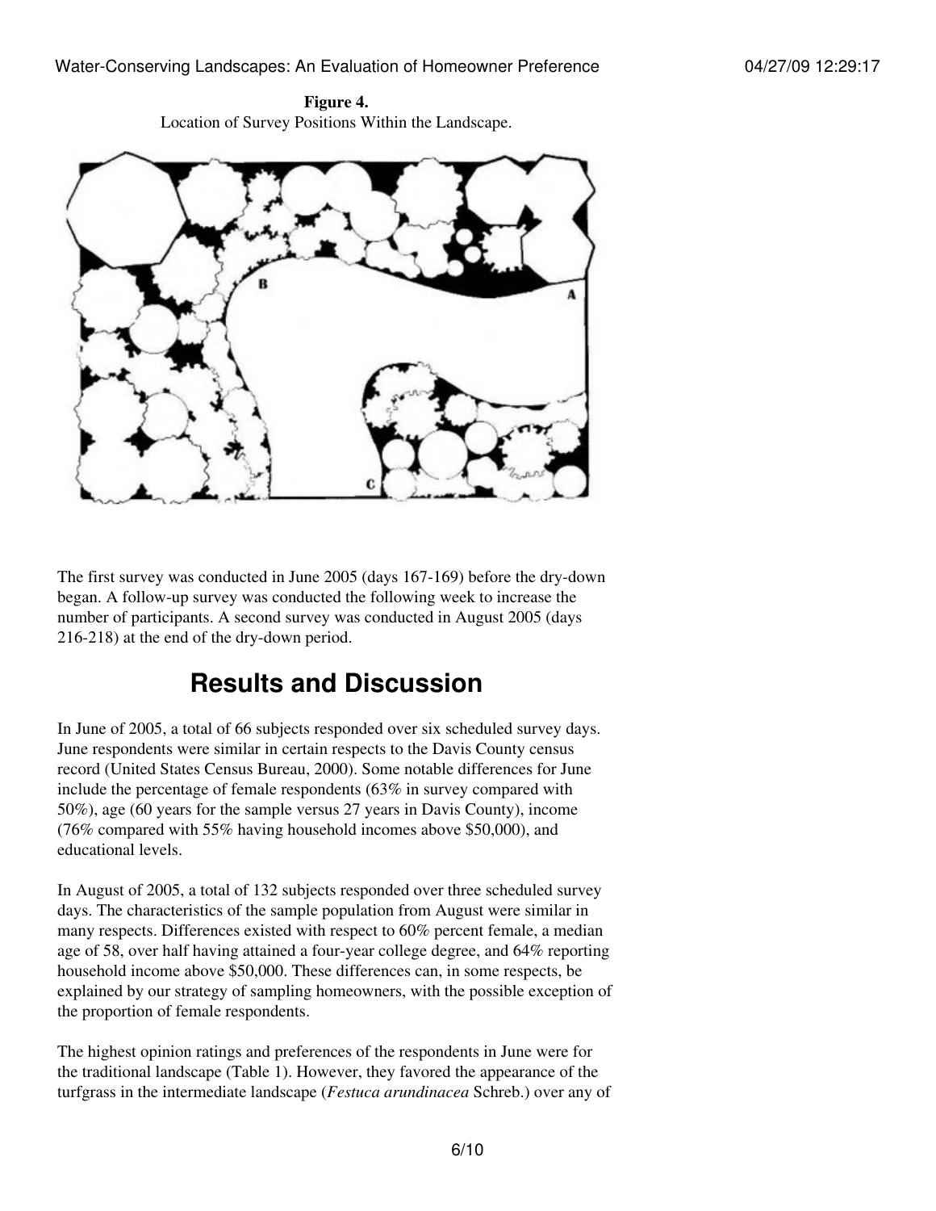**Figure 4.**
Location of Survey Positions Within the Landscape.

The first survey was conducted in June 2005 (days 167-169) before the dry-down began. A follow-up survey was conducted the following week to increase the number of participants. A second survey was conducted in August 2005 (days 216-218) at the end of the dry-down period.

## Results and Discussion

In June of 2005, a total of 66 subjects responded over six scheduled survey days. June respondents were similar in certain respects to the Davis County census record (United States Census Bureau, 2000). Some notable differences for June include the percentage of female respondents (63% in survey compared with 50%), age (60 years for the sample versus 27 years in Davis County), income (76% compared with 55% having household incomes above $50,000), and educational levels.

In August of 2005, a total of 132 subjects responded over three scheduled survey days. The characteristics of the sample population from August were similar in many respects. Differences existed with respect to 60% percent female, a median age of 58, over half having attained a four-year college degree, and 64% reporting household income above $50,000. These differences can, in some respects, be explained by our strategy of sampling homeowners, with the possible exception of the proportion of female respondents.

The highest opinion ratings and preferences of the respondents in June were for the traditional landscape (Table 1). However, they favored the appearance of the turfgrass in the intermediate landscape (*Festuca arundinacea* Schreb.) over any of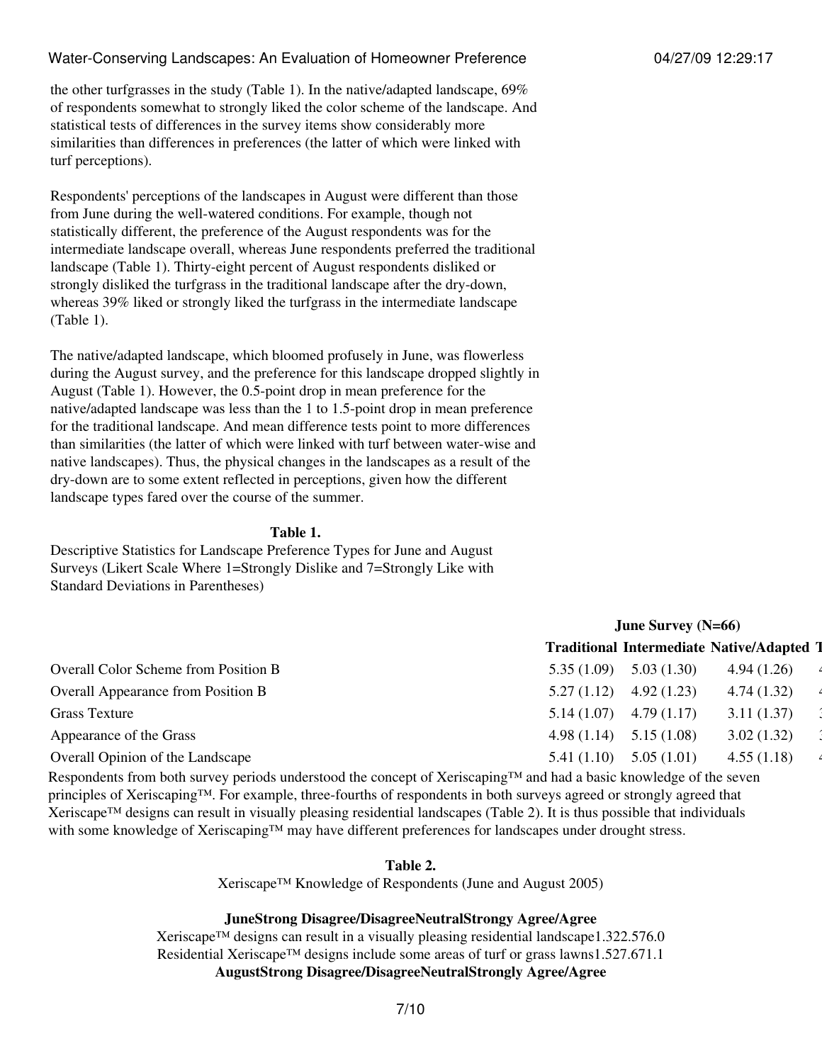the other turfgrasses in the study (Table 1). In the native/adapted landscape, 69% of respondents somewhat to strongly liked the color scheme of the landscape. And statistical tests of differences in the survey items show considerably more similarities than differences in preferences (the latter of which were linked with turf perceptions).

Respondents' perceptions of the landscapes in August were different than those from June during the well-watered conditions. For example, though not statistically different, the preference of the August respondents was for the intermediate landscape overall, whereas June respondents preferred the traditional landscape (Table 1). Thirty-eight percent of August respondents disliked or strongly disliked the turfgrass in the traditional landscape after the dry-down, whereas 39% liked or strongly liked the turfgrass in the intermediate landscape (Table 1).

The native/adapted landscape, which bloomed profusely in June, was flowerless during the August survey, and the preference for this landscape dropped slightly in August (Table 1). However, the 0.5-point drop in mean preference for the native/adapted landscape was less than the 1 to 1.5-point drop in mean preference for the traditional landscape. And mean difference tests point to more differences than similarities (the latter of which were linked with turf between water-wise and native landscapes). Thus, the physical changes in the landscapes as a result of the dry-down are to some extent reflected in perceptions, given how the different landscape types fared over the course of the summer.

**Table 1.**

Descriptive Statistics for Landscape Preference Types for June and August Surveys (Likert Scale Where 1=Strongly Dislike and 7=Strongly Like with Standard Deviations in Parentheses)

| | June Survey (N=66) | | |
|---|---|---|---|
| | **Traditional** | **Intermediate** | **Native/Adapted** |
| Overall Color Scheme from Position B | 5.35 (1.09) | 5.03 (1.30) | 4.94 (1.26) |
| Overall Appearance from Position B | 5.27 (1.12) | 4.92 (1.23) | 4.74 (1.32) |
| Grass Texture | 5.14 (1.07) | 4.79 (1.17) | 3.11 (1.37) |
| Appearance of the Grass | 4.98 (1.14) | 5.15 (1.08) | 3.02 (1.32) |
| Overall Opinion of the Landscape | 5.41 (1.10) | 5.05 (1.01) | 4.55 (1.18) |

Respondents from both survey periods understood the concept of Xeriscaping™ and had a basic knowledge of the seven principles of Xeriscaping™. For example, three-fourths of respondents in both surveys agreed or strongly agreed that Xeriscape™ designs can result in visually pleasing residential landscapes (Table 2). It is thus possible that individuals with some knowledge of Xeriscaping™ may have different preferences for landscapes under drought stress.

**Table 2.**

Xeriscape™ Knowledge of Respondents (June and August 2005)

| **June** | **Strong Disagree/Disagree** | **Neutral** | **Strongy Agree/Agree** |
|---|---|---|---|
| Xeriscape™ designs can result in a visually pleasing residential landscape | 1.3 | 22.5 | 76.0 |
| Residential Xeriscape™ designs include some areas of turf or grass lawns | 1.5 | 27.6 | 71.1 |
| **August** | **Strong Disagree/Disagree** | **Neutral** | **Strongly Agree/Agree** |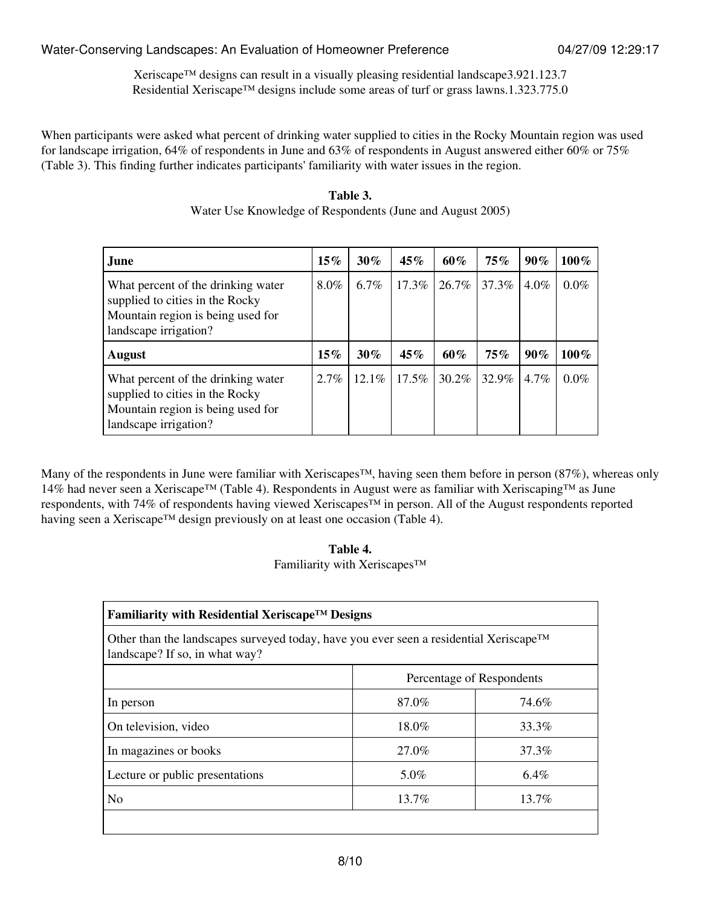Xeriscape™ designs can result in a visually pleasing residential landscape3.921.123.7
Residential Xeriscape™ designs include some areas of turf or grass lawns.1.323.775.0

When participants were asked what percent of drinking water supplied to cities in the Rocky Mountain region was used for landscape irrigation, 64% of respondents in June and 63% of respondents in August answered either 60% or 75% (Table 3). This finding further indicates participants' familiarity with water issues in the region.

**Table 3.**
Water Use Knowledge of Respondents (June and August 2005)

| June | 15% | 30% | 45% | 60% | 75% | 90% | 100% |
|---|---|---|---|---|---|---|---|
| What percent of the drinking water supplied to cities in the Rocky Mountain region is being used for landscape irrigation? | 8.0% | 6.7% | 17.3% | 26.7% | 37.3% | 4.0% | 0.0% |
| **August** | **15%** | **30%** | **45%** | **60%** | **75%** | **90%** | **100%** |
| What percent of the drinking water supplied to cities in the Rocky Mountain region is being used for landscape irrigation? | 2.7% | 12.1% | 17.5% | 30.2% | 32.9% | 4.7% | 0.0% |

Many of the respondents in June were familiar with Xeriscapes™, having seen them before in person (87%), whereas only 14% had never seen a Xeriscape™ (Table 4). Respondents in August were as familiar with Xeriscaping™ as June respondents, with 74% of respondents having viewed Xeriscapes™ in person. All of the August respondents reported having seen a Xeriscape™ design previously on at least one occasion (Table 4).

**Table 4.**
Familiarity with Xeriscapes™

| Familiarity with Residential Xeriscape™ Designs | | |
|---|---|---|
| Other than the landscapes surveyed today, have you ever seen a residential Xeriscape™ landscape? If so, in what way? | | |
| | Percentage of Respondents | |
| In person | 87.0% | 74.6% |
| On television, video | 18.0% | 33.3% |
| In magazines or books | 27.0% | 37.3% |
| Lecture or public presentations | 5.0% | 6.4% |
| No | 13.7% | 13.7% |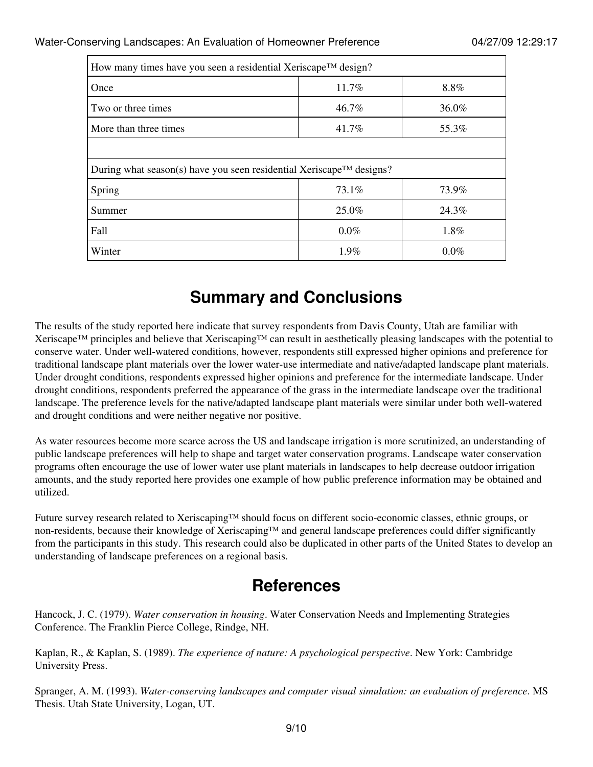| How many times have you seen a residential Xeriscape™ design? | | |
|---|---|---|
| Once | 11.7% | 8.8% |
| Two or three times | 46.7% | 36.0% |
| More than three times | 41.7% | 55.3% |
| | | |
| During what season(s) have you seen residential Xeriscape™ designs? | | |
| Spring | 73.1% | 73.9% |
| Summer | 25.0% | 24.3% |
| Fall | 0.0% | 1.8% |
| Winter | 1.9% | 0.0% |

## Summary and Conclusions

The results of the study reported here indicate that survey respondents from Davis County, Utah are familiar with Xeriscape™ principles and believe that Xeriscaping™ can result in aesthetically pleasing landscapes with the potential to conserve water. Under well-watered conditions, however, respondents still expressed higher opinions and preference for traditional landscape plant materials over the lower water-use intermediate and native/adapted landscape plant materials. Under drought conditions, respondents expressed higher opinions and preference for the intermediate landscape. Under drought conditions, respondents preferred the appearance of the grass in the intermediate landscape over the traditional landscape. The preference levels for the native/adapted landscape plant materials were similar under both well-watered and drought conditions and were neither negative nor positive.

As water resources become more scarce across the US and landscape irrigation is more scrutinized, an understanding of public landscape preferences will help to shape and target water conservation programs. Landscape water conservation programs often encourage the use of lower water use plant materials in landscapes to help decrease outdoor irrigation amounts, and the study reported here provides one example of how public preference information may be obtained and utilized.

Future survey research related to Xeriscaping™ should focus on different socio-economic classes, ethnic groups, or non-residents, because their knowledge of Xeriscaping™ and general landscape preferences could differ significantly from the participants in this study. This research could also be duplicated in other parts of the United States to develop an understanding of landscape preferences on a regional basis.

## References

Hancock, J. C. (1979). *Water conservation in housing*. Water Conservation Needs and Implementing Strategies Conference. The Franklin Pierce College, Rindge, NH.

Kaplan, R., & Kaplan, S. (1989). *The experience of nature: A psychological perspective*. New York: Cambridge University Press.

Spranger, A. M. (1993). *Water-conserving landscapes and computer visual simulation: an evaluation of preference*. MS Thesis. Utah State University, Logan, UT.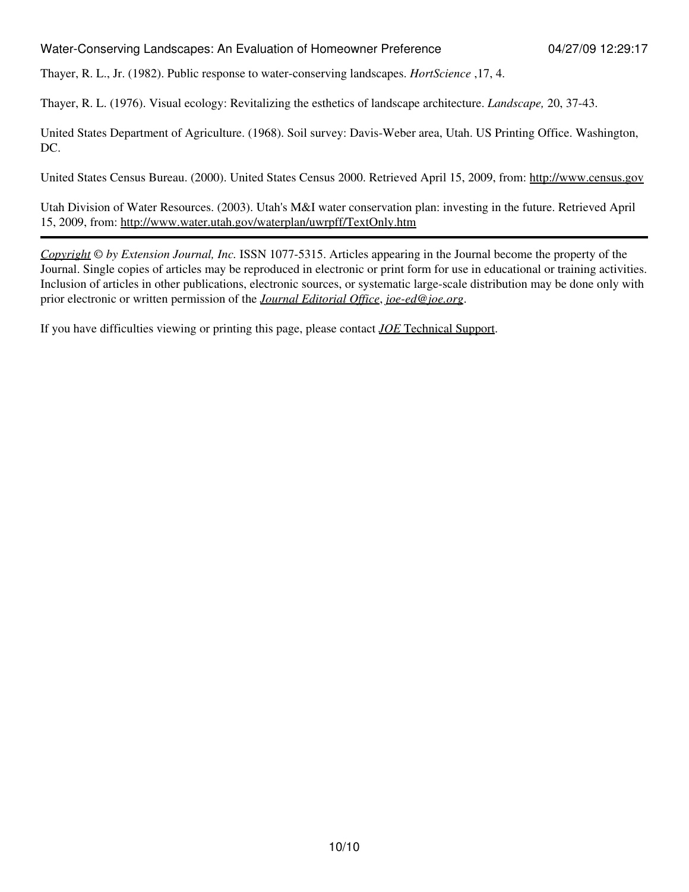Thayer, R. L., Jr. (1982). Public response to water-conserving landscapes. *HortScience* ,17, 4.

Thayer, R. L. (1976). Visual ecology: Revitalizing the esthetics of landscape architecture. *Landscape,* 20, 37-43.

United States Department of Agriculture. (1968). Soil survey: Davis-Weber area, Utah. US Printing Office. Washington, DC.

United States Census Bureau. (2000). United States Census 2000. Retrieved April 15, 2009, from: http://www.census.gov

Utah Division of Water Resources. (2003). Utah's M&I water conservation plan: investing in the future. Retrieved April 15, 2009, from: http://www.water.utah.gov/waterplan/uwrpff/TextOnly.htm

---

*Copyright © by Extension Journal, Inc.* ISSN 1077-5315. Articles appearing in the Journal become the property of the Journal. Single copies of articles may be reproduced in electronic or print form for use in educational or training activities. Inclusion of articles in other publications, electronic sources, or systematic large-scale distribution may be done only with prior electronic or written permission of the *Journal Editorial Office*, *joe-ed@joe.org*.

If you have difficulties viewing or printing this page, please contact *JOE* Technical Support.